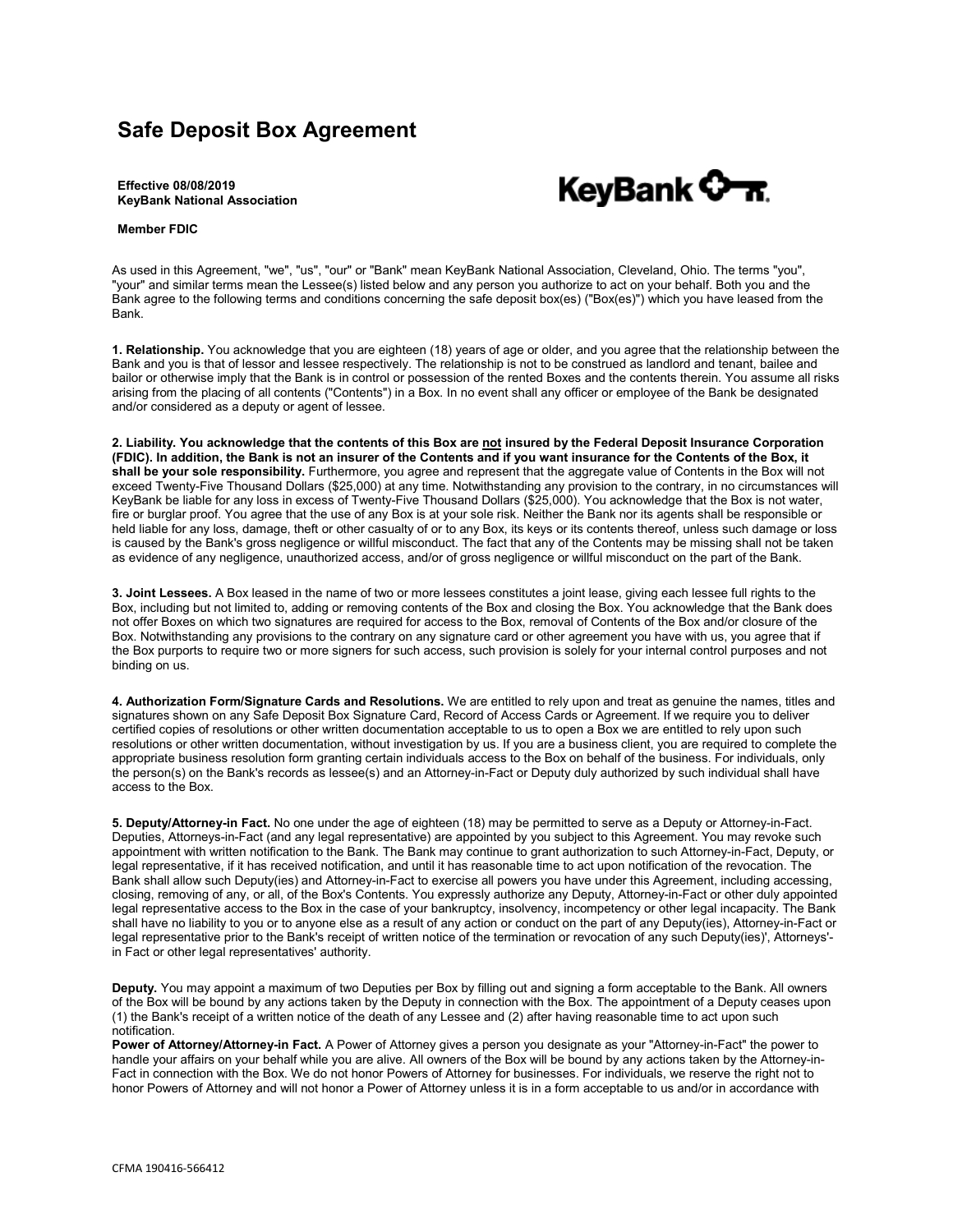# Safe Deposit Box Agreement

**Effective 08/08/2019**
**KeyBank National Association**

**Member FDIC**

As used in this Agreement, "we", "us", "our" or "Bank" mean KeyBank National Association, Cleveland, Ohio. The terms "you", "your" and similar terms mean the Lessee(s) listed below and any person you authorize to act on your behalf. Both you and the Bank agree to the following terms and conditions concerning the safe deposit box(es) ("Box(es)") which you have leased from the Bank.

**1. Relationship.** You acknowledge that you are eighteen (18) years of age or older, and you agree that the relationship between the Bank and you is that of lessor and lessee respectively. The relationship is not to be construed as landlord and tenant, bailee and bailor or otherwise imply that the Bank is in control or possession of the rented Boxes and the contents therein. You assume all risks arising from the placing of all contents ("Contents") in a Box. In no event shall any officer or employee of the Bank be designated and/or considered as a deputy or agent of lessee.

**2. Liability. You acknowledge that the contents of this Box are <u>not</u> insured by the Federal Deposit Insurance Corporation (FDIC). In addition, the Bank is not an insurer of the Contents and if you want insurance for the Contents of the Box, it shall be your sole responsibility.** Furthermore, you agree and represent that the aggregate value of Contents in the Box will not exceed Twenty-Five Thousand Dollars ($25,000) at any time. Notwithstanding any provision to the contrary, in no circumstances will KeyBank be liable for any loss in excess of Twenty-Five Thousand Dollars ($25,000). You acknowledge that the Box is not water, fire or burglar proof. You agree that the use of any Box is at your sole risk. Neither the Bank nor its agents shall be responsible or held liable for any loss, damage, theft or other casualty of or to any Box, its keys or its contents thereof, unless such damage or loss is caused by the Bank's gross negligence or willful misconduct. The fact that any of the Contents may be missing shall not be taken as evidence of any negligence, unauthorized access, and/or of gross negligence or willful misconduct on the part of the Bank.

**3. Joint Lessees.** A Box leased in the name of two or more lessees constitutes a joint lease, giving each lessee full rights to the Box, including but not limited to, adding or removing contents of the Box and closing the Box. You acknowledge that the Bank does not offer Boxes on which two signatures are required for access to the Box, removal of Contents of the Box and/or closure of the Box. Notwithstanding any provisions to the contrary on any signature card or other agreement you have with us, you agree that if the Box purports to require two or more signers for such access, such provision is solely for your internal control purposes and not binding on us.

**4. Authorization Form/Signature Cards and Resolutions.** We are entitled to rely upon and treat as genuine the names, titles and signatures shown on any Safe Deposit Box Signature Card, Record of Access Cards or Agreement. If we require you to deliver certified copies of resolutions or other written documentation acceptable to us to open a Box we are entitled to rely upon such resolutions or other written documentation, without investigation by us. If you are a business client, you are required to complete the appropriate business resolution form granting certain individuals access to the Box on behalf of the business. For individuals, only the person(s) on the Bank's records as lessee(s) and an Attorney-in-Fact or Deputy duly authorized by such individual shall have access to the Box.

**5. Deputy/Attorney-in Fact.** No one under the age of eighteen (18) may be permitted to serve as a Deputy or Attorney-in-Fact. Deputies, Attorneys-in-Fact (and any legal representative) are appointed by you subject to this Agreement. You may revoke such appointment with written notification to the Bank. The Bank may continue to grant authorization to such Attorney-in-Fact, Deputy, or legal representative, if it has received notification, and until it has reasonable time to act upon notification of the revocation. The Bank shall allow such Deputy(ies) and Attorney-in-Fact to exercise all powers you have under this Agreement, including accessing, closing, removing of any, or all, of the Box's Contents. You expressly authorize any Deputy, Attorney-in-Fact or other duly appointed legal representative access to the Box in the case of your bankruptcy, insolvency, incompetency or other legal incapacity. The Bank shall have no liability to you or to anyone else as a result of any action or conduct on the part of any Deputy(ies), Attorney-in-Fact or legal representative prior to the Bank's receipt of written notice of the termination or revocation of any such Deputy(ies)', Attorneys'-in Fact or other legal representatives' authority.

**Deputy.** You may appoint a maximum of two Deputies per Box by filling out and signing a form acceptable to the Bank. All owners of the Box will be bound by any actions taken by the Deputy in connection with the Box. The appointment of a Deputy ceases upon (1) the Bank's receipt of a written notice of the death of any Lessee and (2) after having reasonable time to act upon such notification.

**Power of Attorney/Attorney-in-Fact.** A Power of Attorney gives a person you designate as your "Attorney-in-Fact" the power to handle your affairs on your behalf while you are alive. All owners of the Box will be bound by any actions taken by the Attorney-in-Fact in connection with the Box. We do not honor Powers of Attorney for businesses. For individuals, we reserve the right not to honor Powers of Attorney and will not honor a Power of Attorney unless it is in a form acceptable to us and/or in accordance with

CFMA 190416-566412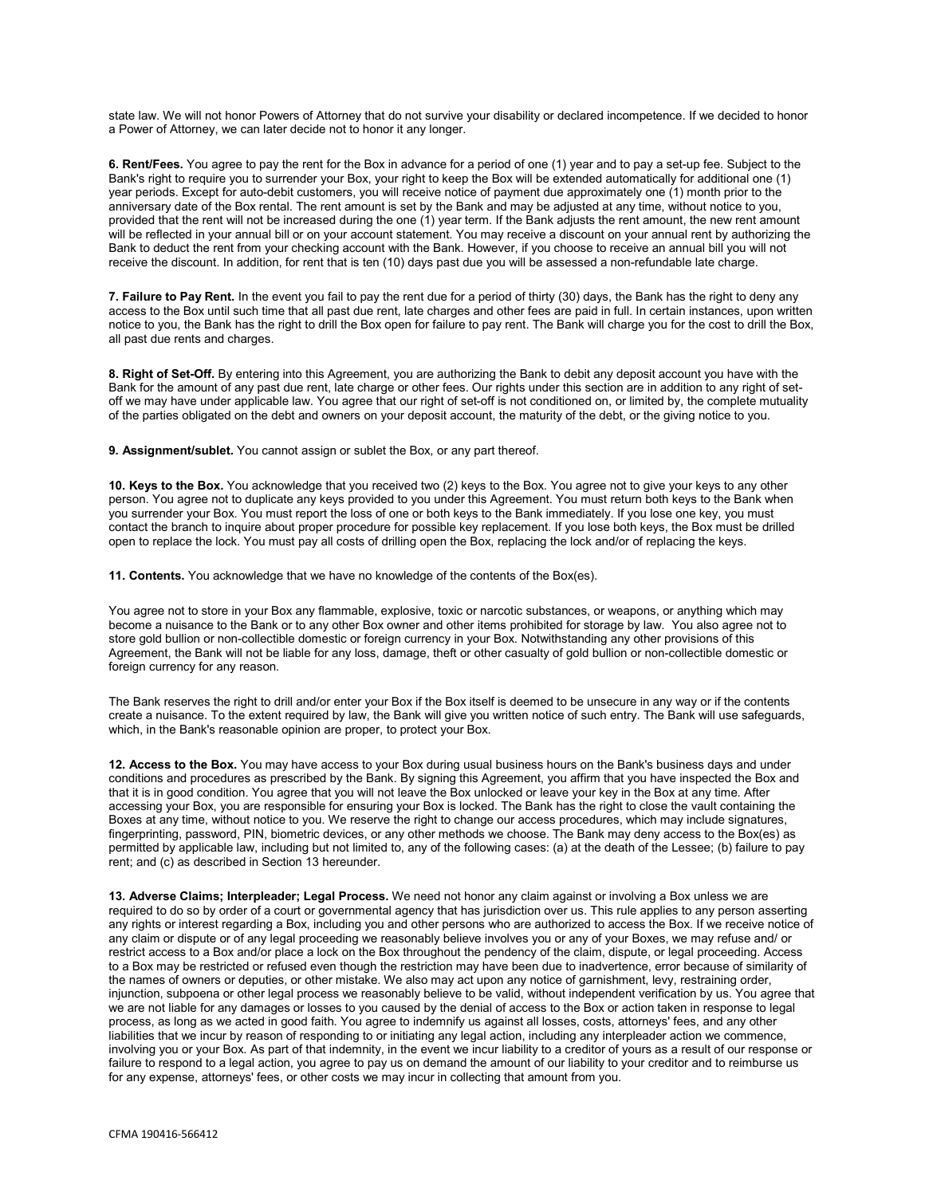state law. We will not honor Powers of Attorney that do not survive your disability or declared incompetence. If we decided to honor a Power of Attorney, we can later decide not to honor it any longer.

**6. Rent/Fees.** You agree to pay the rent for the Box in advance for a period of one (1) year and to pay a set-up fee. Subject to the Bank's right to require you to surrender your Box, your right to keep the Box will be extended automatically for additional one (1) year periods. Except for auto-debit customers, you will receive notice of payment due approximately one (1) month prior to the anniversary date of the Box rental. The rent amount is set by the Bank and may be adjusted at any time, without notice to you, provided that the rent will not be increased during the one (1) year term. If the Bank adjusts the rent amount, the new rent amount will be reflected in your annual bill or on your account statement. You may receive a discount on your annual rent by authorizing the Bank to deduct the rent from your checking account with the Bank. However, if you choose to receive an annual bill you will not receive the discount. In addition, for rent that is ten (10) days past due you will be assessed a non-refundable late charge.

**7. Failure to Pay Rent.** In the event you fail to pay the rent due for a period of thirty (30) days, the Bank has the right to deny any access to the Box until such time that all past due rent, late charges and other fees are paid in full. In certain instances, upon written notice to you, the Bank has the right to drill the Box open for failure to pay rent. The Bank will charge you for the cost to drill the Box, all past due rents and charges.

**8. Right of Set-Off.** By entering into this Agreement, you are authorizing the Bank to debit any deposit account you have with the Bank for the amount of any past due rent, late charge or other fees. Our rights under this section are in addition to any right of set-off we may have under applicable law. You agree that our right of set-off is not conditioned on, or limited by, the complete mutuality of the parties obligated on the debt and owners on your deposit account, the maturity of the debt, or the giving notice to you.

**9. Assignment/sublet.** You cannot assign or sublet the Box, or any part thereof.

**10. Keys to the Box.** You acknowledge that you received two (2) keys to the Box. You agree not to give your keys to any other person. You agree not to duplicate any keys provided to you under this Agreement. You must return both keys to the Bank when you surrender your Box. You must report the loss of one or both keys to the Bank immediately. If you lose one key, you must contact the branch to inquire about proper procedure for possible key replacement. If you lose both keys, the Box must be drilled open to replace the lock. You must pay all costs of drilling open the Box, replacing the lock and/or of replacing the keys.

**11. Contents.** You acknowledge that we have no knowledge of the contents of the Box(es).

You agree not to store in your Box any flammable, explosive, toxic or narcotic substances, or weapons, or anything which may become a nuisance to the Bank or to any other Box owner and other items prohibited for storage by law. You also agree not to store gold bullion or non-collectible domestic or foreign currency in your Box. Notwithstanding any other provisions of this Agreement, the Bank will not be liable for any loss, damage, theft or other casualty of gold bullion or non-collectible domestic or foreign currency for any reason.

The Bank reserves the right to drill and/or enter your Box if the Box itself is deemed to be unsecure in any way or if the contents create a nuisance. To the extent required by law, the Bank will give you written notice of such entry. The Bank will use safeguards, which, in the Bank's reasonable opinion are proper, to protect your Box.

**12. Access to the Box.** You may have access to your Box during usual business hours on the Bank's business days and under conditions and procedures as prescribed by the Bank. By signing this Agreement, you affirm that you have inspected the Box and that it is in good condition. You agree that you will not leave the Box unlocked or leave your key in the Box at any time. After accessing your Box, you are responsible for ensuring your Box is locked. The Bank has the right to close the vault containing the Boxes at any time, without notice to you. We reserve the right to change our access procedures, which may include signatures, fingerprinting, password, PIN, biometric devices, or any other methods we choose. The Bank may deny access to the Box(es) as permitted by applicable law, including but not limited to, any of the following cases: (a) at the death of the Lessee; (b) failure to pay rent; and (c) as described in Section 13 hereunder.

**13. Adverse Claims; Interpleader; Legal Process.** We need not honor any claim against or involving a Box unless we are required to do so by order of a court or governmental agency that has jurisdiction over us. This rule applies to any person asserting any rights or interest regarding a Box, including you and other persons who are authorized to access the Box. If we receive notice of any claim or dispute or of any legal proceeding we reasonably believe involves you or any of your Boxes, we may refuse and/ or restrict access to a Box and/or place a lock on the Box throughout the pendency of the claim, dispute, or legal proceeding. Access to a Box may be restricted or refused even though the restriction may have been due to inadvertence, error because of similarity of the names of owners or deputies, or other mistake. We also may act upon any notice of garnishment, levy, restraining order, injunction, subpoena or other legal process we reasonably believe to be valid, without independent verification by us. You agree that we are not liable for any damages or losses to you caused by the denial of access to the Box or action taken in response to legal process, as long as we acted in good faith. You agree to indemnify us against all losses, costs, attorneys' fees, and any other liabilities that we incur by reason of responding to or initiating any legal action, including any interpleader action we commence, involving you or your Box. As part of that indemnity, in the event we incur liability to a creditor of yours as a result of our response or failure to respond to a legal action, you agree to pay us on demand the amount of our liability to your creditor and to reimburse us for any expense, attorneys' fees, or other costs we may incur in collecting that amount from you.

CFMA 190416-566412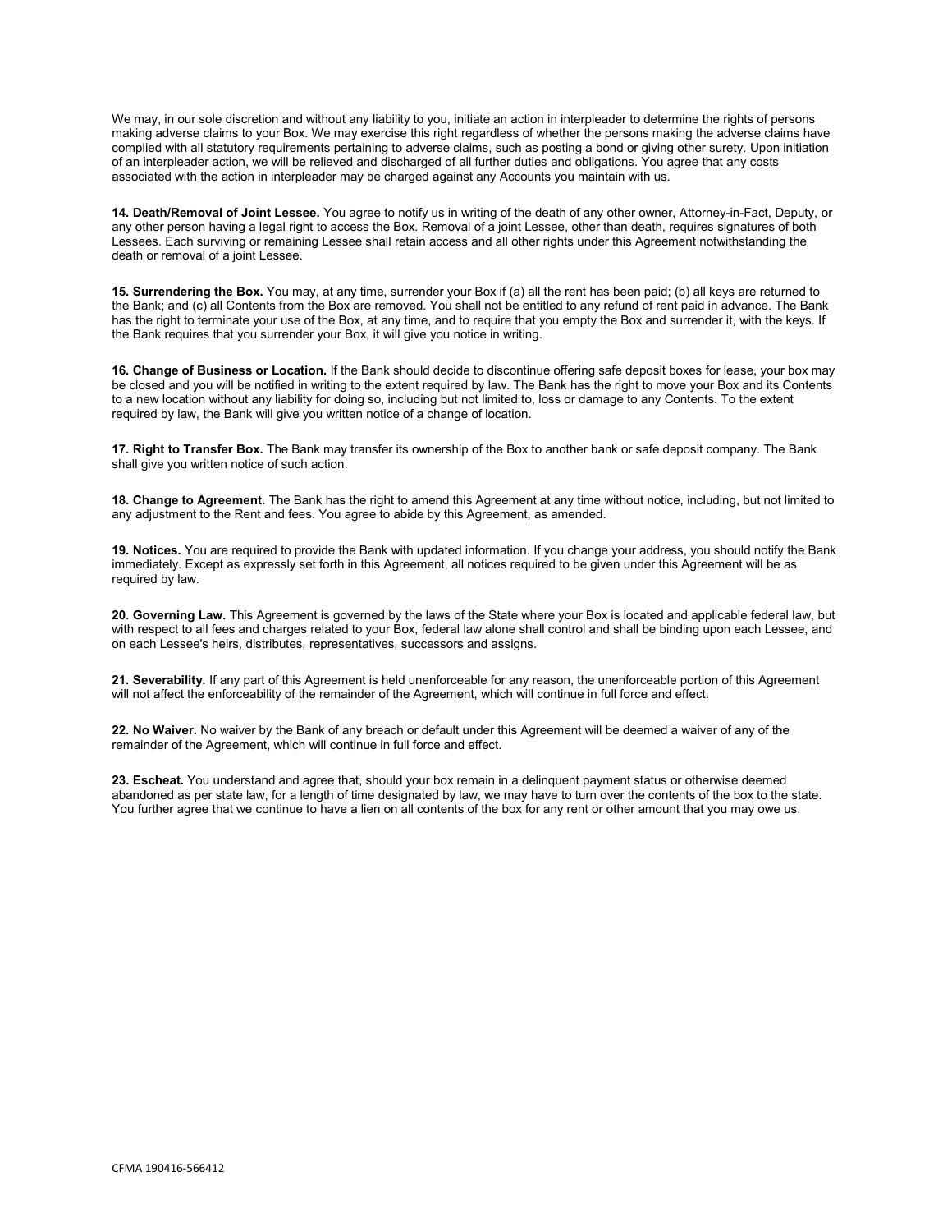We may, in our sole discretion and without any liability to you, initiate an action in interpleader to determine the rights of persons making adverse claims to your Box. We may exercise this right regardless of whether the persons making the adverse claims have complied with all statutory requirements pertaining to adverse claims, such as posting a bond or giving other surety. Upon initiation of an interpleader action, we will be relieved and discharged of all further duties and obligations. You agree that any costs associated with the action in interpleader may be charged against any Accounts you maintain with us.

**14. Death/Removal of Joint Lessee.** You agree to notify us in writing of the death of any other owner, Attorney-in-Fact, Deputy, or any other person having a legal right to access the Box. Removal of a joint Lessee, other than death, requires signatures of both Lessees. Each surviving or remaining Lessee shall retain access and all other rights under this Agreement notwithstanding the death or removal of a joint Lessee.

**15. Surrendering the Box.** You may, at any time, surrender your Box if (a) all the rent has been paid; (b) all keys are returned to the Bank; and (c) all Contents from the Box are removed. You shall not be entitled to any refund of rent paid in advance. The Bank has the right to terminate your use of the Box, at any time, and to require that you empty the Box and surrender it, with the keys. If the Bank requires that you surrender your Box, it will give you notice in writing.

**16. Change of Business or Location.** If the Bank should decide to discontinue offering safe deposit boxes for lease, your box may be closed and you will be notified in writing to the extent required by law. The Bank has the right to move your Box and its Contents to a new location without any liability for doing so, including but not limited to, loss or damage to any Contents. To the extent required by law, the Bank will give you written notice of a change of location.

**17. Right to Transfer Box.** The Bank may transfer its ownership of the Box to another bank or safe deposit company. The Bank shall give you written notice of such action.

**18. Change to Agreement.** The Bank has the right to amend this Agreement at any time without notice, including, but not limited to any adjustment to the Rent and fees. You agree to abide by this Agreement, as amended.

**19. Notices.** You are required to provide the Bank with updated information. If you change your address, you should notify the Bank immediately. Except as expressly set forth in this Agreement, all notices required to be given under this Agreement will be as required by law.

**20. Governing Law.** This Agreement is governed by the laws of the State where your Box is located and applicable federal law, but with respect to all fees and charges related to your Box, federal law alone shall control and shall be binding upon each Lessee, and on each Lessee's heirs, distributes, representatives, successors and assigns.

**21. Severability.** If any part of this Agreement is held unenforceable for any reason, the unenforceable portion of this Agreement will not affect the enforceability of the remainder of the Agreement, which will continue in full force and effect.

**22. No Waiver.** No waiver by the Bank of any breach or default under this Agreement will be deemed a waiver of any of the remainder of the Agreement, which will continue in full force and effect.

**23. Escheat.** You understand and agree that, should your box remain in a delinquent payment status or otherwise deemed abandoned as per state law, for a length of time designated by law, we may have to turn over the contents of the box to the state. You further agree that we continue to have a lien on all contents of the box for any rent or other amount that you may owe us.

CFMA 190416-566412